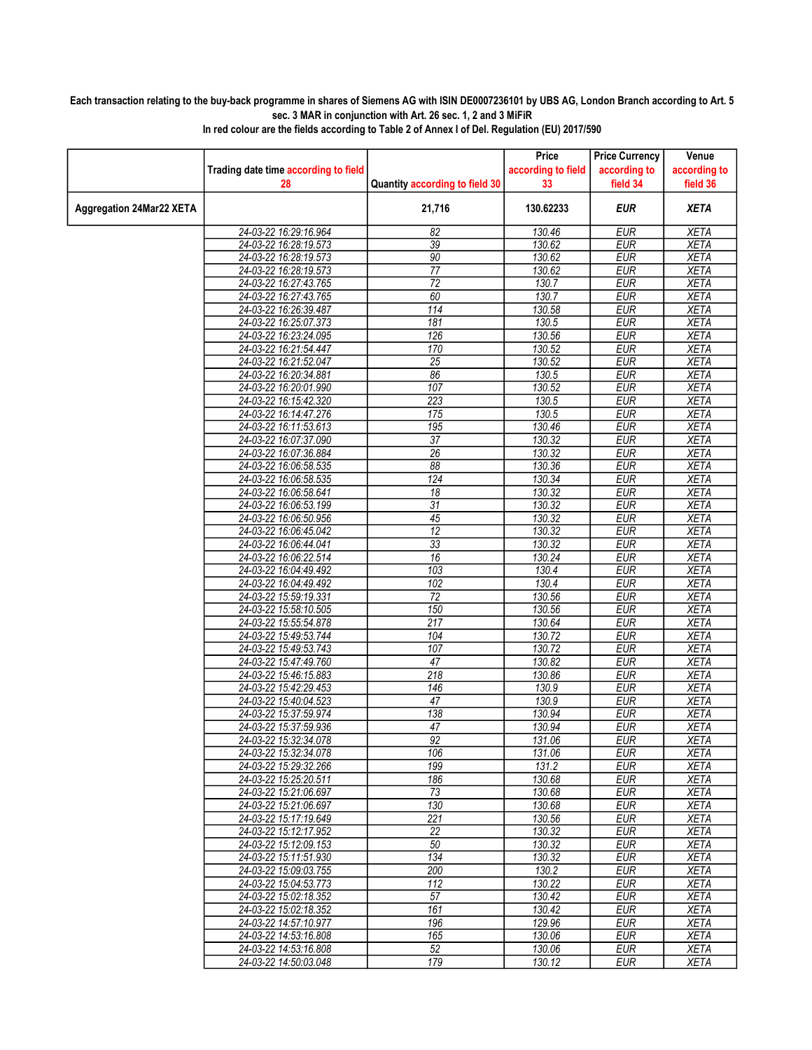**Each transaction relating to the buy-back programme in shares of Siemens AG with ISIN DE0007236101 by UBS AG, London Branch according to Art. 5 sec. 3 MAR in conjunction with Art. 26 sec. 1, 2 and 3 MiFiR**

**In red colour are the fields according to Table 2 of Annex I of Del. Regulation (EU) 2017/590**

| | Trading date time according to field 28 | Quantity according to field 30 | Price according to field 33 | Price Currency according to field 34 | Venue according to field 36 |
|---|---|---|---|---|---|
| **Aggregation 24Mar22 XETA** | | **21,716** | **130.62233** | ***EUR*** | ***XETA*** |
| | 24-03-22 16:29:16.964 | 82 | 130.46 | EUR | XETA |
| | 24-03-22 16:28:19.573 | 39 | 130.62 | EUR | XETA |
| | 24-03-22 16:28:19.573 | 90 | 130.62 | EUR | XETA |
| | 24-03-22 16:28:19.573 | 77 | 130.62 | EUR | XETA |
| | 24-03-22 16:27:43.765 | 72 | 130.7 | EUR | XETA |
| | 24-03-22 16:27:43.765 | 60 | 130.7 | EUR | XETA |
| | 24-03-22 16:26:39.487 | 114 | 130.58 | EUR | XETA |
| | 24-03-22 16:25:07.373 | 181 | 130.5 | EUR | XETA |
| | 24-03-22 16:23:24.095 | 126 | 130.56 | EUR | XETA |
| | 24-03-22 16:21:54.447 | 170 | 130.52 | EUR | XETA |
| | 24-03-22 16:21:52.047 | 25 | 130.52 | EUR | XETA |
| | 24-03-22 16:20:34.881 | 86 | 130.5 | EUR | XETA |
| | 24-03-22 16:20:01.990 | 107 | 130.52 | EUR | XETA |
| | 24-03-22 16:15:42.320 | 223 | 130.5 | EUR | XETA |
| | 24-03-22 16:14:47.276 | 175 | 130.5 | EUR | XETA |
| | 24-03-22 16:11:53.613 | 195 | 130.46 | EUR | XETA |
| | 24-03-22 16:07:37.090 | 37 | 130.32 | EUR | XETA |
| | 24-03-22 16:07:36.884 | 26 | 130.32 | EUR | XETA |
| | 24-03-22 16:06:58.535 | 88 | 130.36 | EUR | XETA |
| | 24-03-22 16:06:58.535 | 124 | 130.34 | EUR | XETA |
| | 24-03-22 16:06:58.641 | 18 | 130.32 | EUR | XETA |
| | 24-03-22 16:06:53.199 | 31 | 130.32 | EUR | XETA |
| | 24-03-22 16:06:50.956 | 45 | 130.32 | EUR | XETA |
| | 24-03-22 16:06:45.042 | 12 | 130.32 | EUR | XETA |
| | 24-03-22 16:06:44.041 | 33 | 130.32 | EUR | XETA |
| | 24-03-22 16:06:22.514 | 16 | 130.24 | EUR | XETA |
| | 24-03-22 16:04:49.492 | 103 | 130.4 | EUR | XETA |
| | 24-03-22 16:04:49.492 | 102 | 130.4 | EUR | XETA |
| | 24-03-22 15:59:19.331 | 72 | 130.56 | EUR | XETA |
| | 24-03-22 15:58:10.505 | 150 | 130.56 | EUR | XETA |
| | 24-03-22 15:55:54.878 | 217 | 130.64 | EUR | XETA |
| | 24-03-22 15:49:53.744 | 104 | 130.72 | EUR | XETA |
| | 24-03-22 15:49:53.743 | 107 | 130.72 | EUR | XETA |
| | 24-03-22 15:47:49.760 | 47 | 130.82 | EUR | XETA |
| | 24-03-22 15:46:15.883 | 218 | 130.86 | EUR | XETA |
| | 24-03-22 15:42:29.453 | 146 | 130.9 | EUR | XETA |
| | 24-03-22 15:40:04.523 | 47 | 130.9 | EUR | XETA |
| | 24-03-22 15:37:59.974 | 138 | 130.94 | EUR | XETA |
| | 24-03-22 15:37:59.936 | 47 | 130.94 | EUR | XETA |
| | 24-03-22 15:32:34.078 | 92 | 131.06 | EUR | XETA |
| | 24-03-22 15:32:34.078 | 106 | 131.06 | EUR | XETA |
| | 24-03-22 15:29:32.266 | 199 | 131.2 | EUR | XETA |
| | 24-03-22 15:25:20.511 | 186 | 130.68 | EUR | XETA |
| | 24-03-22 15:21:06.697 | 73 | 130.68 | EUR | XETA |
| | 24-03-22 15:21:06.697 | 130 | 130.68 | EUR | XETA |
| | 24-03-22 15:17:19.649 | 221 | 130.56 | EUR | XETA |
| | 24-03-22 15:12:17.952 | 22 | 130.32 | EUR | XETA |
| | 24-03-22 15:12:09.153 | 50 | 130.32 | EUR | XETA |
| | 24-03-22 15:11:51.930 | 134 | 130.32 | EUR | XETA |
| | 24-03-22 15:09:03.755 | 200 | 130.2 | EUR | XETA |
| | 24-03-22 15:04:53.773 | 112 | 130.22 | EUR | XETA |
| | 24-03-22 15:02:18.352 | 57 | 130.42 | EUR | XETA |
| | 24-03-22 15:02:18.352 | 161 | 130.42 | EUR | XETA |
| | 24-03-22 14:57:10.977 | 196 | 129.96 | EUR | XETA |
| | 24-03-22 14:53:16.808 | 165 | 130.06 | EUR | XETA |
| | 24-03-22 14:53:16.808 | 52 | 130.06 | EUR | XETA |
| | 24-03-22 14:50:03.048 | 179 | 130.12 | EUR | XETA |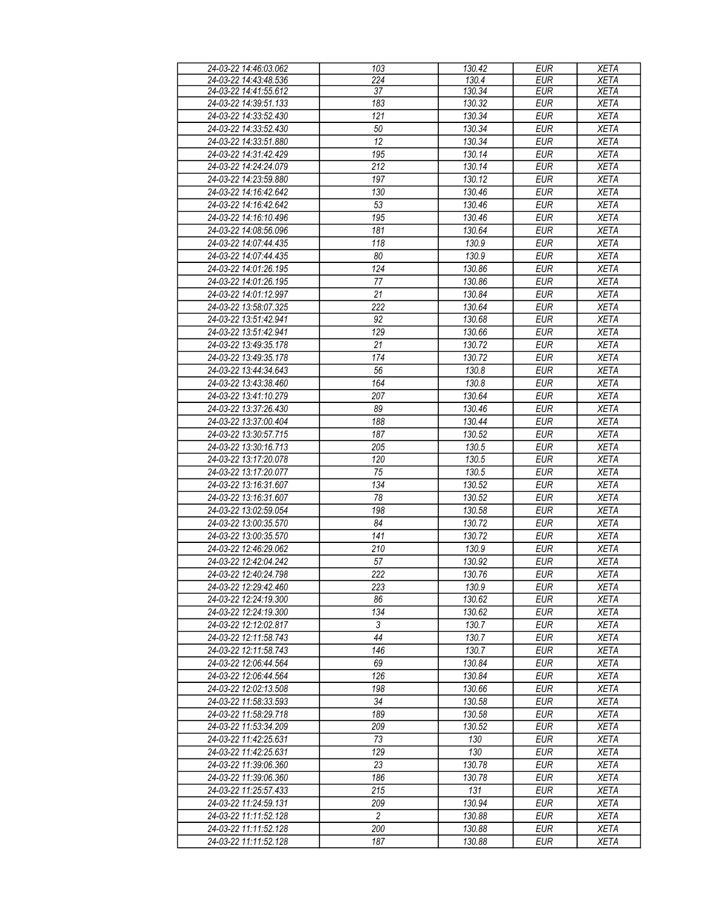| | | | | |
|---|---|---|---|---|
| 24-03-22 14:46:03.062 | 103 | 130.42 | EUR | XETA |
| 24-03-22 14:43:48.536 | 224 | 130.4 | EUR | XETA |
| 24-03-22 14:41:55.612 | 37 | 130.34 | EUR | XETA |
| 24-03-22 14:39:51.133 | 183 | 130.32 | EUR | XETA |
| 24-03-22 14:33:52.430 | 121 | 130.34 | EUR | XETA |
| 24-03-22 14:33:52.430 | 50 | 130.34 | EUR | XETA |
| 24-03-22 14:33:51.880 | 12 | 130.34 | EUR | XETA |
| 24-03-22 14:31:42.429 | 195 | 130.14 | EUR | XETA |
| 24-03-22 14:24:24.079 | 212 | 130.14 | EUR | XETA |
| 24-03-22 14:23:59.880 | 197 | 130.12 | EUR | XETA |
| 24-03-22 14:16:42.642 | 130 | 130.46 | EUR | XETA |
| 24-03-22 14:16:42.642 | 53 | 130.46 | EUR | XETA |
| 24-03-22 14:16:10.496 | 195 | 130.46 | EUR | XETA |
| 24-03-22 14:08:56.096 | 181 | 130.64 | EUR | XETA |
| 24-03-22 14:07:44.435 | 118 | 130.9 | EUR | XETA |
| 24-03-22 14:07:44.435 | 80 | 130.9 | EUR | XETA |
| 24-03-22 14:01:26.195 | 124 | 130.86 | EUR | XETA |
| 24-03-22 14:01:26.195 | 77 | 130.86 | EUR | XETA |
| 24-03-22 14:01:12.997 | 21 | 130.84 | EUR | XETA |
| 24-03-22 13:58:07.325 | 222 | 130.64 | EUR | XETA |
| 24-03-22 13:51:42.941 | 92 | 130.68 | EUR | XETA |
| 24-03-22 13:51:42.941 | 129 | 130.66 | EUR | XETA |
| 24-03-22 13:49:35.178 | 21 | 130.72 | EUR | XETA |
| 24-03-22 13:49:35.178 | 174 | 130.72 | EUR | XETA |
| 24-03-22 13:44:34.643 | 56 | 130.8 | EUR | XETA |
| 24-03-22 13:43:38.460 | 164 | 130.8 | EUR | XETA |
| 24-03-22 13:41:10.279 | 207 | 130.64 | EUR | XETA |
| 24-03-22 13:37:26.430 | 89 | 130.46 | EUR | XETA |
| 24-03-22 13:37:00.404 | 188 | 130.44 | EUR | XETA |
| 24-03-22 13:30:57.715 | 187 | 130.52 | EUR | XETA |
| 24-03-22 13:30:16.713 | 205 | 130.5 | EUR | XETA |
| 24-03-22 13:17:20.078 | 120 | 130.5 | EUR | XETA |
| 24-03-22 13:17:20.077 | 75 | 130.5 | EUR | XETA |
| 24-03-22 13:16:31.607 | 134 | 130.52 | EUR | XETA |
| 24-03-22 13:16:31.607 | 78 | 130.52 | EUR | XETA |
| 24-03-22 13:02:59.054 | 198 | 130.58 | EUR | XETA |
| 24-03-22 13:00:35.570 | 84 | 130.72 | EUR | XETA |
| 24-03-22 13:00:35.570 | 141 | 130.72 | EUR | XETA |
| 24-03-22 12:46:29.062 | 210 | 130.9 | EUR | XETA |
| 24-03-22 12:42:04.242 | 57 | 130.92 | EUR | XETA |
| 24-03-22 12:40:24.798 | 222 | 130.76 | EUR | XETA |
| 24-03-22 12:29:42.460 | 223 | 130.9 | EUR | XETA |
| 24-03-22 12:24:19.300 | 86 | 130.62 | EUR | XETA |
| 24-03-22 12:24:19.300 | 134 | 130.62 | EUR | XETA |
| 24-03-22 12:12:02.817 | 3 | 130.7 | EUR | XETA |
| 24-03-22 12:11:58.743 | 44 | 130.7 | EUR | XETA |
| 24-03-22 12:11:58.743 | 146 | 130.7 | EUR | XETA |
| 24-03-22 12:06:44.564 | 69 | 130.84 | EUR | XETA |
| 24-03-22 12:06:44.564 | 126 | 130.84 | EUR | XETA |
| 24-03-22 12:02:13.508 | 198 | 130.66 | EUR | XETA |
| 24-03-22 11:58:33.593 | 34 | 130.58 | EUR | XETA |
| 24-03-22 11:58:29.718 | 189 | 130.58 | EUR | XETA |
| 24-03-22 11:53:34.209 | 209 | 130.52 | EUR | XETA |
| 24-03-22 11:42:25.631 | 73 | 130 | EUR | XETA |
| 24-03-22 11:42:25.631 | 129 | 130 | EUR | XETA |
| 24-03-22 11:39:06.360 | 23 | 130.78 | EUR | XETA |
| 24-03-22 11:39:06.360 | 186 | 130.78 | EUR | XETA |
| 24-03-22 11:25:57.433 | 215 | 131 | EUR | XETA |
| 24-03-22 11:24:59.131 | 209 | 130.94 | EUR | XETA |
| 24-03-22 11:11:52.128 | 2 | 130.88 | EUR | XETA |
| 24-03-22 11:11:52.128 | 200 | 130.88 | EUR | XETA |
| 24-03-22 11:11:52.128 | 187 | 130.88 | EUR | XETA |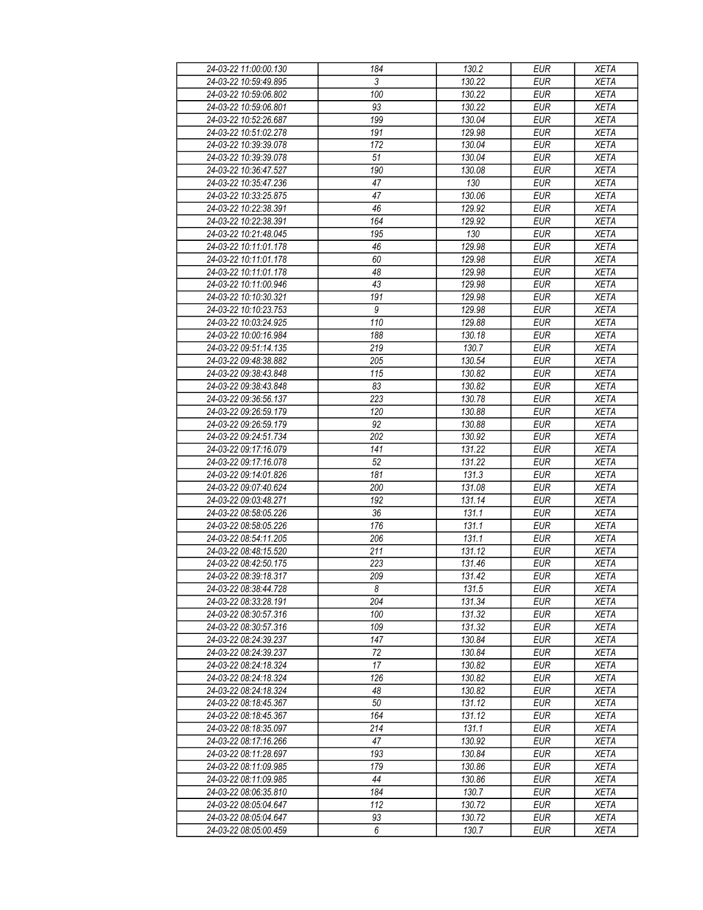| | | | | |
|---|---|---|---|---|
| 24-03-22 11:00:00.130 | 184 | 130.2 | EUR | XETA |
| 24-03-22 10:59:49.895 | 3 | 130.22 | EUR | XETA |
| 24-03-22 10:59:06.802 | 100 | 130.22 | EUR | XETA |
| 24-03-22 10:59:06.801 | 93 | 130.22 | EUR | XETA |
| 24-03-22 10:52:26.687 | 199 | 130.04 | EUR | XETA |
| 24-03-22 10:51:02.278 | 191 | 129.98 | EUR | XETA |
| 24-03-22 10:39:39.078 | 172 | 130.04 | EUR | XETA |
| 24-03-22 10:39:39.078 | 51 | 130.04 | EUR | XETA |
| 24-03-22 10:36:47.527 | 190 | 130.08 | EUR | XETA |
| 24-03-22 10:35:47.236 | 47 | 130 | EUR | XETA |
| 24-03-22 10:33:25.875 | 47 | 130.06 | EUR | XETA |
| 24-03-22 10:22:38.391 | 46 | 129.92 | EUR | XETA |
| 24-03-22 10:22:38.391 | 164 | 129.92 | EUR | XETA |
| 24-03-22 10:21:48.045 | 195 | 130 | EUR | XETA |
| 24-03-22 10:11:01.178 | 46 | 129.98 | EUR | XETA |
| 24-03-22 10:11:01.178 | 60 | 129.98 | EUR | XETA |
| 24-03-22 10:11:01.178 | 48 | 129.98 | EUR | XETA |
| 24-03-22 10:11:00.946 | 43 | 129.98 | EUR | XETA |
| 24-03-22 10:10:30.321 | 191 | 129.98 | EUR | XETA |
| 24-03-22 10:10:23.753 | 9 | 129.98 | EUR | XETA |
| 24-03-22 10:03:24.925 | 110 | 129.88 | EUR | XETA |
| 24-03-22 10:00:16.984 | 188 | 130.18 | EUR | XETA |
| 24-03-22 09:51:14.135 | 219 | 130.7 | EUR | XETA |
| 24-03-22 09:48:38.882 | 205 | 130.54 | EUR | XETA |
| 24-03-22 09:38:43.848 | 115 | 130.82 | EUR | XETA |
| 24-03-22 09:38:43.848 | 83 | 130.82 | EUR | XETA |
| 24-03-22 09:36:56.137 | 223 | 130.78 | EUR | XETA |
| 24-03-22 09:26:59.179 | 120 | 130.88 | EUR | XETA |
| 24-03-22 09:26:59.179 | 92 | 130.88 | EUR | XETA |
| 24-03-22 09:24:51.734 | 202 | 130.92 | EUR | XETA |
| 24-03-22 09:17:16.079 | 141 | 131.22 | EUR | XETA |
| 24-03-22 09:17:16.078 | 52 | 131.22 | EUR | XETA |
| 24-03-22 09:14:01.826 | 181 | 131.3 | EUR | XETA |
| 24-03-22 09:07:40.624 | 200 | 131.08 | EUR | XETA |
| 24-03-22 09:03:48.271 | 192 | 131.14 | EUR | XETA |
| 24-03-22 08:58:05.226 | 36 | 131.1 | EUR | XETA |
| 24-03-22 08:58:05.226 | 176 | 131.1 | EUR | XETA |
| 24-03-22 08:54:11.205 | 206 | 131.1 | EUR | XETA |
| 24-03-22 08:48:15.520 | 211 | 131.12 | EUR | XETA |
| 24-03-22 08:42:50.175 | 223 | 131.46 | EUR | XETA |
| 24-03-22 08:39:18.317 | 209 | 131.42 | EUR | XETA |
| 24-03-22 08:38:44.728 | 8 | 131.5 | EUR | XETA |
| 24-03-22 08:33:28.191 | 204 | 131.34 | EUR | XETA |
| 24-03-22 08:30:57.316 | 100 | 131.32 | EUR | XETA |
| 24-03-22 08:30:57.316 | 109 | 131.32 | EUR | XETA |
| 24-03-22 08:24:39.237 | 147 | 130.84 | EUR | XETA |
| 24-03-22 08:24:39.237 | 72 | 130.84 | EUR | XETA |
| 24-03-22 08:24:18.324 | 17 | 130.82 | EUR | XETA |
| 24-03-22 08:24:18.324 | 126 | 130.82 | EUR | XETA |
| 24-03-22 08:24:18.324 | 48 | 130.82 | EUR | XETA |
| 24-03-22 08:18:45.367 | 50 | 131.12 | EUR | XETA |
| 24-03-22 08:18:45.367 | 164 | 131.12 | EUR | XETA |
| 24-03-22 08:18:35.097 | 214 | 131.1 | EUR | XETA |
| 24-03-22 08:17:16.266 | 47 | 130.92 | EUR | XETA |
| 24-03-22 08:11:28.697 | 193 | 130.84 | EUR | XETA |
| 24-03-22 08:11:09.985 | 179 | 130.86 | EUR | XETA |
| 24-03-22 08:11:09.985 | 44 | 130.86 | EUR | XETA |
| 24-03-22 08:06:35.810 | 184 | 130.7 | EUR | XETA |
| 24-03-22 08:05:04.647 | 112 | 130.72 | EUR | XETA |
| 24-03-22 08:05:04.647 | 93 | 130.72 | EUR | XETA |
| 24-03-22 08:05:00.459 | 6 | 130.7 | EUR | XETA |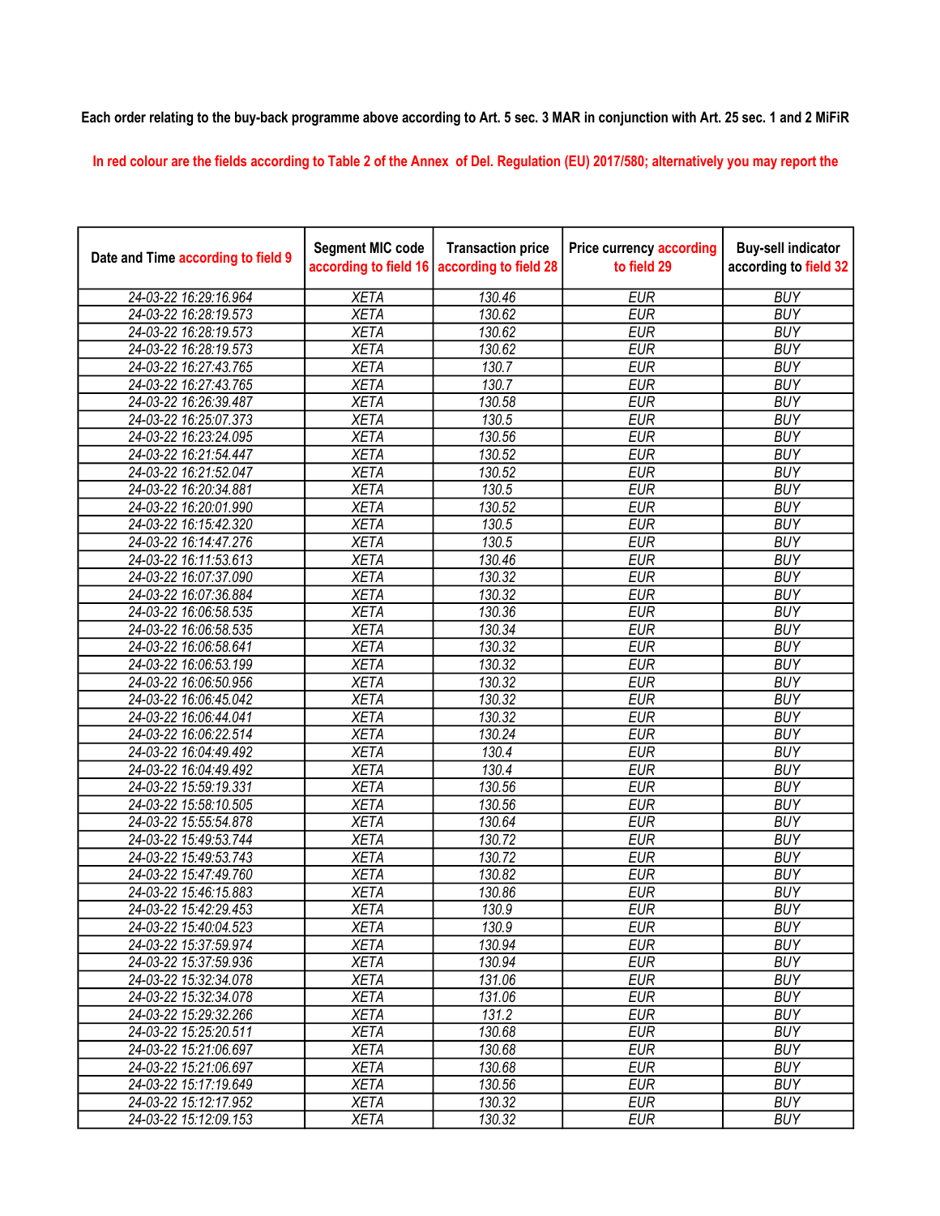**Each order relating to the buy-back programme above according to Art. 5 sec. 3 MAR in conjunction with Art. 25 sec. 1 and 2 MiFiR**

In red colour are the fields according to Table 2 of the Annex of Del. Regulation (EU) 2017/580; alternatively you may report the

| Date and Time according to field 9 | Segment MIC code according to field 16 | Transaction price according to field 28 | Price currency according to field 29 | Buy-sell indicator according to field 32 |
|---|---|---|---|---|
| 24-03-22 16:29:16.964 | XETA | 130.46 | EUR | BUY |
| 24-03-22 16:28:19.573 | XETA | 130.62 | EUR | BUY |
| 24-03-22 16:28:19.573 | XETA | 130.62 | EUR | BUY |
| 24-03-22 16:28:19.573 | XETA | 130.62 | EUR | BUY |
| 24-03-22 16:27:43.765 | XETA | 130.7 | EUR | BUY |
| 24-03-22 16:27:43.765 | XETA | 130.7 | EUR | BUY |
| 24-03-22 16:26:39.487 | XETA | 130.58 | EUR | BUY |
| 24-03-22 16:25:07.373 | XETA | 130.5 | EUR | BUY |
| 24-03-22 16:23:24.095 | XETA | 130.56 | EUR | BUY |
| 24-03-22 16:21:54.447 | XETA | 130.52 | EUR | BUY |
| 24-03-22 16:21:52.047 | XETA | 130.52 | EUR | BUY |
| 24-03-22 16:20:34.881 | XETA | 130.5 | EUR | BUY |
| 24-03-22 16:20:01.990 | XETA | 130.52 | EUR | BUY |
| 24-03-22 16:15:42.320 | XETA | 130.5 | EUR | BUY |
| 24-03-22 16:14:47.276 | XETA | 130.5 | EUR | BUY |
| 24-03-22 16:11:53.613 | XETA | 130.46 | EUR | BUY |
| 24-03-22 16:07:37.090 | XETA | 130.32 | EUR | BUY |
| 24-03-22 16:07:36.884 | XETA | 130.32 | EUR | BUY |
| 24-03-22 16:06:58.535 | XETA | 130.36 | EUR | BUY |
| 24-03-22 16:06:58.535 | XETA | 130.34 | EUR | BUY |
| 24-03-22 16:06:58.641 | XETA | 130.32 | EUR | BUY |
| 24-03-22 16:06:53.199 | XETA | 130.32 | EUR | BUY |
| 24-03-22 16:06:50.956 | XETA | 130.32 | EUR | BUY |
| 24-03-22 16:06:45.042 | XETA | 130.32 | EUR | BUY |
| 24-03-22 16:06:44.041 | XETA | 130.32 | EUR | BUY |
| 24-03-22 16:06:22.514 | XETA | 130.24 | EUR | BUY |
| 24-03-22 16:04:49.492 | XETA | 130.4 | EUR | BUY |
| 24-03-22 16:04:49.492 | XETA | 130.4 | EUR | BUY |
| 24-03-22 15:59:19.331 | XETA | 130.56 | EUR | BUY |
| 24-03-22 15:58:10.505 | XETA | 130.56 | EUR | BUY |
| 24-03-22 15:55:54.878 | XETA | 130.64 | EUR | BUY |
| 24-03-22 15:49:53.744 | XETA | 130.72 | EUR | BUY |
| 24-03-22 15:49:53.743 | XETA | 130.72 | EUR | BUY |
| 24-03-22 15:47:49.760 | XETA | 130.82 | EUR | BUY |
| 24-03-22 15:46:15.883 | XETA | 130.86 | EUR | BUY |
| 24-03-22 15:42:29.453 | XETA | 130.9 | EUR | BUY |
| 24-03-22 15:40:04.523 | XETA | 130.9 | EUR | BUY |
| 24-03-22 15:37:59.974 | XETA | 130.94 | EUR | BUY |
| 24-03-22 15:37:59.936 | XETA | 130.94 | EUR | BUY |
| 24-03-22 15:32:34.078 | XETA | 131.06 | EUR | BUY |
| 24-03-22 15:32:34.078 | XETA | 131.06 | EUR | BUY |
| 24-03-22 15:29:32.266 | XETA | 131.2 | EUR | BUY |
| 24-03-22 15:25:20.511 | XETA | 130.68 | EUR | BUY |
| 24-03-22 15:21:06.697 | XETA | 130.68 | EUR | BUY |
| 24-03-22 15:21:06.697 | XETA | 130.68 | EUR | BUY |
| 24-03-22 15:17:19.649 | XETA | 130.56 | EUR | BUY |
| 24-03-22 15:12:17.952 | XETA | 130.32 | EUR | BUY |
| 24-03-22 15:12:09.153 | XETA | 130.32 | EUR | BUY |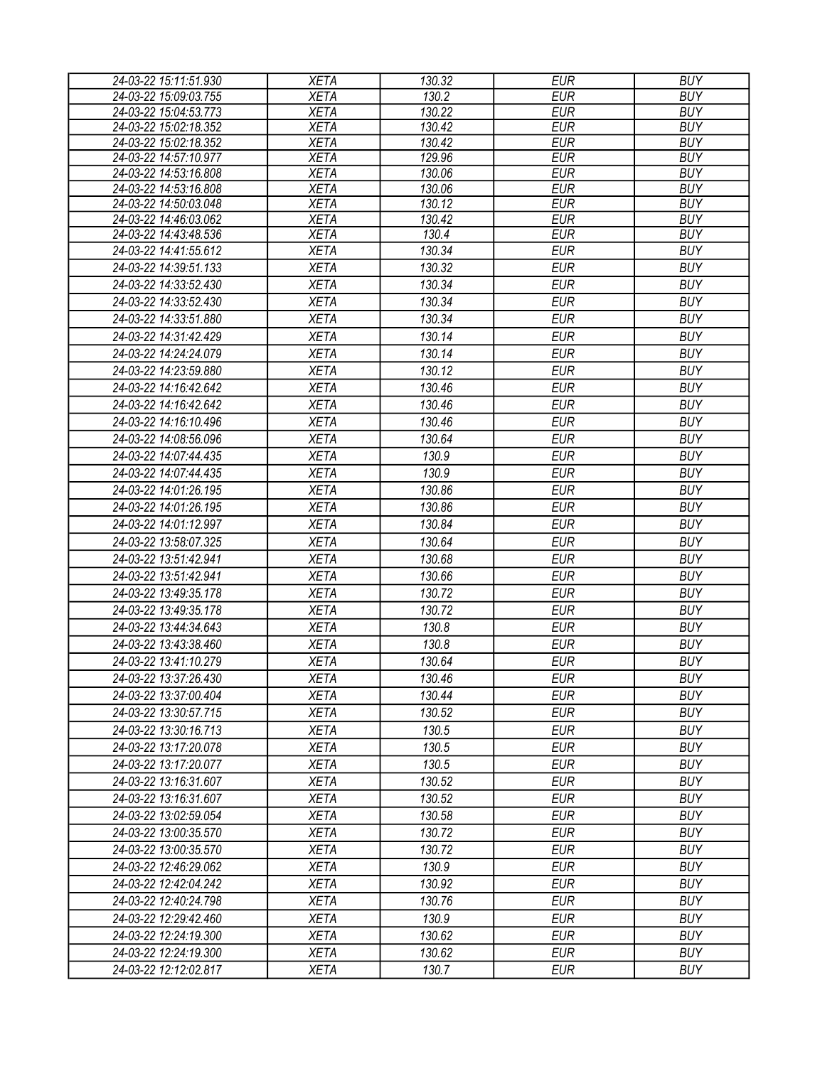| | | | | |
|---|---|---|---|---|
| 24-03-22 15:11:51.930 | XETA | 130.32 | EUR | BUY |
| 24-03-22 15:09:03.755 | XETA | 130.2 | EUR | BUY |
| 24-03-22 15:04:53.773 | XETA | 130.22 | EUR | BUY |
| 24-03-22 15:02:18.352 | XETA | 130.42 | EUR | BUY |
| 24-03-22 15:02:18.352 | XETA | 130.42 | EUR | BUY |
| 24-03-22 14:57:10.977 | XETA | 129.96 | EUR | BUY |
| 24-03-22 14:53:16.808 | XETA | 130.06 | EUR | BUY |
| 24-03-22 14:53:16.808 | XETA | 130.06 | EUR | BUY |
| 24-03-22 14:50:03.048 | XETA | 130.12 | EUR | BUY |
| 24-03-22 14:46:03.062 | XETA | 130.42 | EUR | BUY |
| 24-03-22 14:43:48.536 | XETA | 130.4 | EUR | BUY |
| 24-03-22 14:41:55.612 | XETA | 130.34 | EUR | BUY |
| 24-03-22 14:39:51.133 | XETA | 130.32 | EUR | BUY |
| 24-03-22 14:33:52.430 | XETA | 130.34 | EUR | BUY |
| 24-03-22 14:33:52.430 | XETA | 130.34 | EUR | BUY |
| 24-03-22 14:33:51.880 | XETA | 130.34 | EUR | BUY |
| 24-03-22 14:31:42.429 | XETA | 130.14 | EUR | BUY |
| 24-03-22 14:24:24.079 | XETA | 130.14 | EUR | BUY |
| 24-03-22 14:23:59.880 | XETA | 130.12 | EUR | BUY |
| 24-03-22 14:16:42.642 | XETA | 130.46 | EUR | BUY |
| 24-03-22 14:16:42.642 | XETA | 130.46 | EUR | BUY |
| 24-03-22 14:16:10.496 | XETA | 130.46 | EUR | BUY |
| 24-03-22 14:08:56.096 | XETA | 130.64 | EUR | BUY |
| 24-03-22 14:07:44.435 | XETA | 130.9 | EUR | BUY |
| 24-03-22 14:07:44.435 | XETA | 130.9 | EUR | BUY |
| 24-03-22 14:01:26.195 | XETA | 130.86 | EUR | BUY |
| 24-03-22 14:01:26.195 | XETA | 130.86 | EUR | BUY |
| 24-03-22 14:01:12.997 | XETA | 130.84 | EUR | BUY |
| 24-03-22 13:58:07.325 | XETA | 130.64 | EUR | BUY |
| 24-03-22 13:51:42.941 | XETA | 130.68 | EUR | BUY |
| 24-03-22 13:51:42.941 | XETA | 130.66 | EUR | BUY |
| 24-03-22 13:49:35.178 | XETA | 130.72 | EUR | BUY |
| 24-03-22 13:49:35.178 | XETA | 130.72 | EUR | BUY |
| 24-03-22 13:44:34.643 | XETA | 130.8 | EUR | BUY |
| 24-03-22 13:43:38.460 | XETA | 130.8 | EUR | BUY |
| 24-03-22 13:41:10.279 | XETA | 130.64 | EUR | BUY |
| 24-03-22 13:37:26.430 | XETA | 130.46 | EUR | BUY |
| 24-03-22 13:37:00.404 | XETA | 130.44 | EUR | BUY |
| 24-03-22 13:30:57.715 | XETA | 130.52 | EUR | BUY |
| 24-03-22 13:30:16.713 | XETA | 130.5 | EUR | BUY |
| 24-03-22 13:17:20.078 | XETA | 130.5 | EUR | BUY |
| 24-03-22 13:17:20.077 | XETA | 130.5 | EUR | BUY |
| 24-03-22 13:16:31.607 | XETA | 130.52 | EUR | BUY |
| 24-03-22 13:16:31.607 | XETA | 130.52 | EUR | BUY |
| 24-03-22 13:02:59.054 | XETA | 130.58 | EUR | BUY |
| 24-03-22 13:00:35.570 | XETA | 130.72 | EUR | BUY |
| 24-03-22 13:00:35.570 | XETA | 130.72 | EUR | BUY |
| 24-03-22 12:46:29.062 | XETA | 130.9 | EUR | BUY |
| 24-03-22 12:42:04.242 | XETA | 130.92 | EUR | BUY |
| 24-03-22 12:40:24.798 | XETA | 130.76 | EUR | BUY |
| 24-03-22 12:29:42.460 | XETA | 130.9 | EUR | BUY |
| 24-03-22 12:24:19.300 | XETA | 130.62 | EUR | BUY |
| 24-03-22 12:24:19.300 | XETA | 130.62 | EUR | BUY |
| 24-03-22 12:12:02.817 | XETA | 130.7 | EUR | BUY |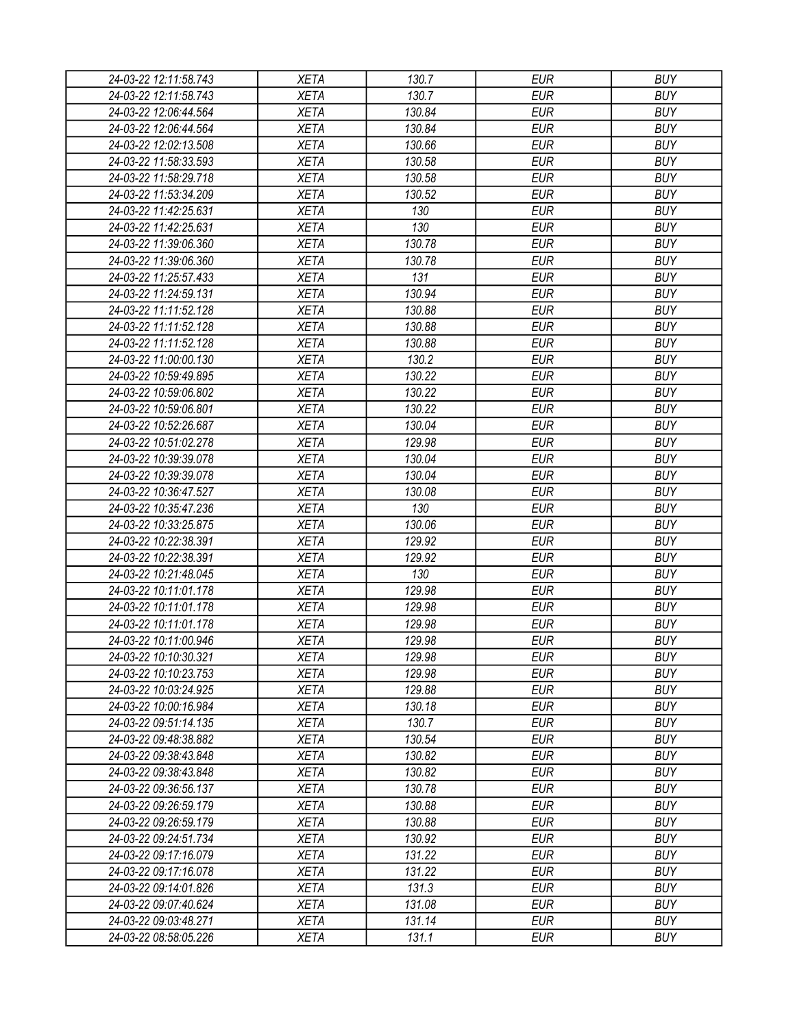| | | | | |
|---|---|---|---|---|
| *24-03-22 12:11:58.743* | *XETA* | *130.7* | *EUR* | *BUY* |
| *24-03-22 12:11:58.743* | *XETA* | *130.7* | *EUR* | *BUY* |
| *24-03-22 12:06:44.564* | *XETA* | *130.84* | *EUR* | *BUY* |
| *24-03-22 12:06:44.564* | *XETA* | *130.84* | *EUR* | *BUY* |
| *24-03-22 12:02:13.508* | *XETA* | *130.66* | *EUR* | *BUY* |
| *24-03-22 11:58:33.593* | *XETA* | *130.58* | *EUR* | *BUY* |
| *24-03-22 11:58:29.718* | *XETA* | *130.58* | *EUR* | *BUY* |
| *24-03-22 11:53:34.209* | *XETA* | *130.52* | *EUR* | *BUY* |
| *24-03-22 11:42:25.631* | *XETA* | *130* | *EUR* | *BUY* |
| *24-03-22 11:42:25.631* | *XETA* | *130* | *EUR* | *BUY* |
| *24-03-22 11:39:06.360* | *XETA* | *130.78* | *EUR* | *BUY* |
| *24-03-22 11:39:06.360* | *XETA* | *130.78* | *EUR* | *BUY* |
| *24-03-22 11:25:57.433* | *XETA* | *131* | *EUR* | *BUY* |
| *24-03-22 11:24:59.131* | *XETA* | *130.94* | *EUR* | *BUY* |
| *24-03-22 11:11:52.128* | *XETA* | *130.88* | *EUR* | *BUY* |
| *24-03-22 11:11:52.128* | *XETA* | *130.88* | *EUR* | *BUY* |
| *24-03-22 11:11:52.128* | *XETA* | *130.88* | *EUR* | *BUY* |
| *24-03-22 11:00:00.130* | *XETA* | *130.2* | *EUR* | *BUY* |
| *24-03-22 10:59:49.895* | *XETA* | *130.22* | *EUR* | *BUY* |
| *24-03-22 10:59:06.802* | *XETA* | *130.22* | *EUR* | *BUY* |
| *24-03-22 10:59:06.801* | *XETA* | *130.22* | *EUR* | *BUY* |
| *24-03-22 10:52:26.687* | *XETA* | *130.04* | *EUR* | *BUY* |
| *24-03-22 10:51:02.278* | *XETA* | *129.98* | *EUR* | *BUY* |
| *24-03-22 10:39:39.078* | *XETA* | *130.04* | *EUR* | *BUY* |
| *24-03-22 10:39:39.078* | *XETA* | *130.04* | *EUR* | *BUY* |
| *24-03-22 10:36:47.527* | *XETA* | *130.08* | *EUR* | *BUY* |
| *24-03-22 10:35:47.236* | *XETA* | *130* | *EUR* | *BUY* |
| *24-03-22 10:33:25.875* | *XETA* | *130.06* | *EUR* | *BUY* |
| *24-03-22 10:22:38.391* | *XETA* | *129.92* | *EUR* | *BUY* |
| *24-03-22 10:22:38.391* | *XETA* | *129.92* | *EUR* | *BUY* |
| *24-03-22 10:21:48.045* | *XETA* | *130* | *EUR* | *BUY* |
| *24-03-22 10:11:01.178* | *XETA* | *129.98* | *EUR* | *BUY* |
| *24-03-22 10:11:01.178* | *XETA* | *129.98* | *EUR* | *BUY* |
| *24-03-22 10:11:01.178* | *XETA* | *129.98* | *EUR* | *BUY* |
| *24-03-22 10:11:00.946* | *XETA* | *129.98* | *EUR* | *BUY* |
| *24-03-22 10:10:30.321* | *XETA* | *129.98* | *EUR* | *BUY* |
| *24-03-22 10:10:23.753* | *XETA* | *129.98* | *EUR* | *BUY* |
| *24-03-22 10:03:24.925* | *XETA* | *129.88* | *EUR* | *BUY* |
| *24-03-22 10:00:16.984* | *XETA* | *130.18* | *EUR* | *BUY* |
| *24-03-22 09:51:14.135* | *XETA* | *130.7* | *EUR* | *BUY* |
| *24-03-22 09:48:38.882* | *XETA* | *130.54* | *EUR* | *BUY* |
| *24-03-22 09:38:43.848* | *XETA* | *130.82* | *EUR* | *BUY* |
| *24-03-22 09:38:43.848* | *XETA* | *130.82* | *EUR* | *BUY* |
| *24-03-22 09:36:56.137* | *XETA* | *130.78* | *EUR* | *BUY* |
| *24-03-22 09:26:59.179* | *XETA* | *130.88* | *EUR* | *BUY* |
| *24-03-22 09:26:59.179* | *XETA* | *130.88* | *EUR* | *BUY* |
| *24-03-22 09:24:51.734* | *XETA* | *130.92* | *EUR* | *BUY* |
| *24-03-22 09:17:16.079* | *XETA* | *131.22* | *EUR* | *BUY* |
| *24-03-22 09:17:16.078* | *XETA* | *131.22* | *EUR* | *BUY* |
| *24-03-22 09:14:01.826* | *XETA* | *131.3* | *EUR* | *BUY* |
| *24-03-22 09:07:40.624* | *XETA* | *131.08* | *EUR* | *BUY* |
| *24-03-22 09:03:48.271* | *XETA* | *131.14* | *EUR* | *BUY* |
| *24-03-22 08:58:05.226* | *XETA* | *131.1* | *EUR* | *BUY* |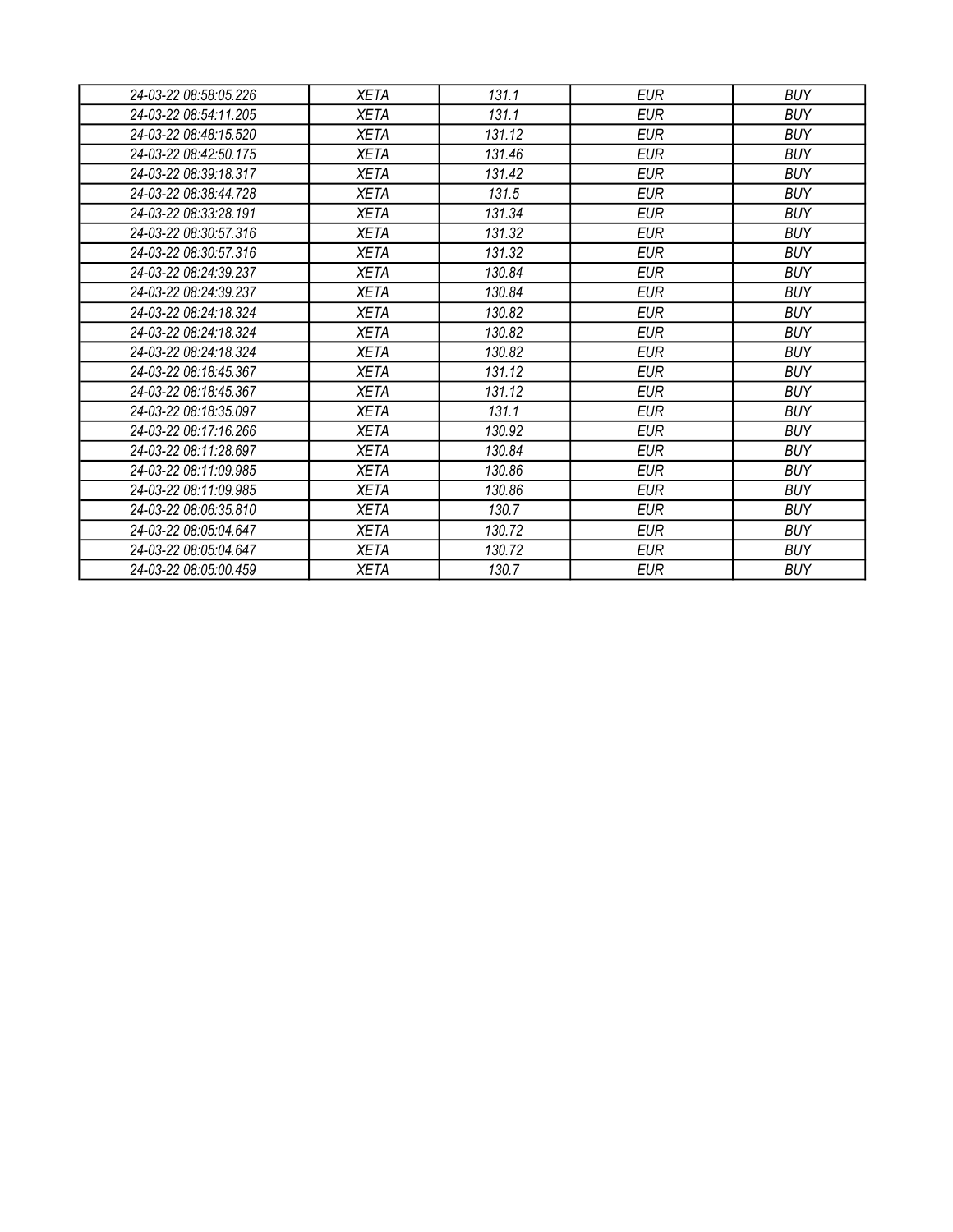| | | | | |
|---|---|---|---|---|
| *24-03-22 08:58:05.226* | *XETA* | *131.1* | *EUR* | *BUY* |
| *24-03-22 08:54:11.205* | *XETA* | *131.1* | *EUR* | *BUY* |
| *24-03-22 08:48:15.520* | *XETA* | *131.12* | *EUR* | *BUY* |
| *24-03-22 08:42:50.175* | *XETA* | *131.46* | *EUR* | *BUY* |
| *24-03-22 08:39:18.317* | *XETA* | *131.42* | *EUR* | *BUY* |
| *24-03-22 08:38:44.728* | *XETA* | *131.5* | *EUR* | *BUY* |
| *24-03-22 08:33:28.191* | *XETA* | *131.34* | *EUR* | *BUY* |
| *24-03-22 08:30:57.316* | *XETA* | *131.32* | *EUR* | *BUY* |
| *24-03-22 08:30:57.316* | *XETA* | *131.32* | *EUR* | *BUY* |
| *24-03-22 08:24:39.237* | *XETA* | *130.84* | *EUR* | *BUY* |
| *24-03-22 08:24:39.237* | *XETA* | *130.84* | *EUR* | *BUY* |
| *24-03-22 08:24:18.324* | *XETA* | *130.82* | *EUR* | *BUY* |
| *24-03-22 08:24:18.324* | *XETA* | *130.82* | *EUR* | *BUY* |
| *24-03-22 08:24:18.324* | *XETA* | *130.82* | *EUR* | *BUY* |
| *24-03-22 08:18:45.367* | *XETA* | *131.12* | *EUR* | *BUY* |
| *24-03-22 08:18:45.367* | *XETA* | *131.12* | *EUR* | *BUY* |
| *24-03-22 08:18:35.097* | *XETA* | *131.1* | *EUR* | *BUY* |
| *24-03-22 08:17:16.266* | *XETA* | *130.92* | *EUR* | *BUY* |
| *24-03-22 08:11:28.697* | *XETA* | *130.84* | *EUR* | *BUY* |
| *24-03-22 08:11:09.985* | *XETA* | *130.86* | *EUR* | *BUY* |
| *24-03-22 08:11:09.985* | *XETA* | *130.86* | *EUR* | *BUY* |
| *24-03-22 08:06:35.810* | *XETA* | *130.7* | *EUR* | *BUY* |
| *24-03-22 08:05:04.647* | *XETA* | *130.72* | *EUR* | *BUY* |
| *24-03-22 08:05:04.647* | *XETA* | *130.72* | *EUR* | *BUY* |
| *24-03-22 08:05:00.459* | *XETA* | *130.7* | *EUR* | *BUY* |